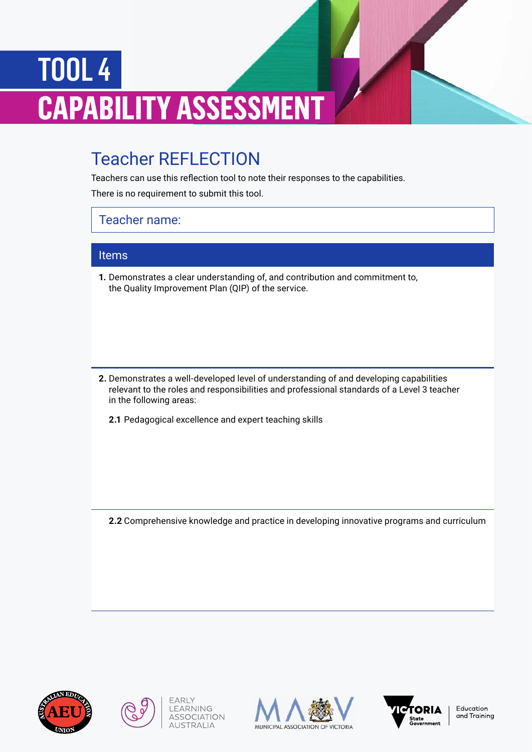# TOOL 4

# CAPABILITY ASSESSMENT

## Teacher REFLECTION

Teachers can use this reflection tool to note their responses to the capabilities.

There is no requirement to submit this tool.

Teacher name:

### Items

**1.** Demonstrates a clear understanding of, and contribution and commitment to, the Quality Improvement Plan (QIP) of the service.

**2.** Demonstrates a well-developed level of understanding of and developing capabilities relevant to the roles and responsibilities and professional standards of a Level 3 teacher in the following areas:

**2.1** Pedagogical excellence and expert teaching skills

**2.2** Comprehensive knowledge and practice in developing innovative programs and curriculum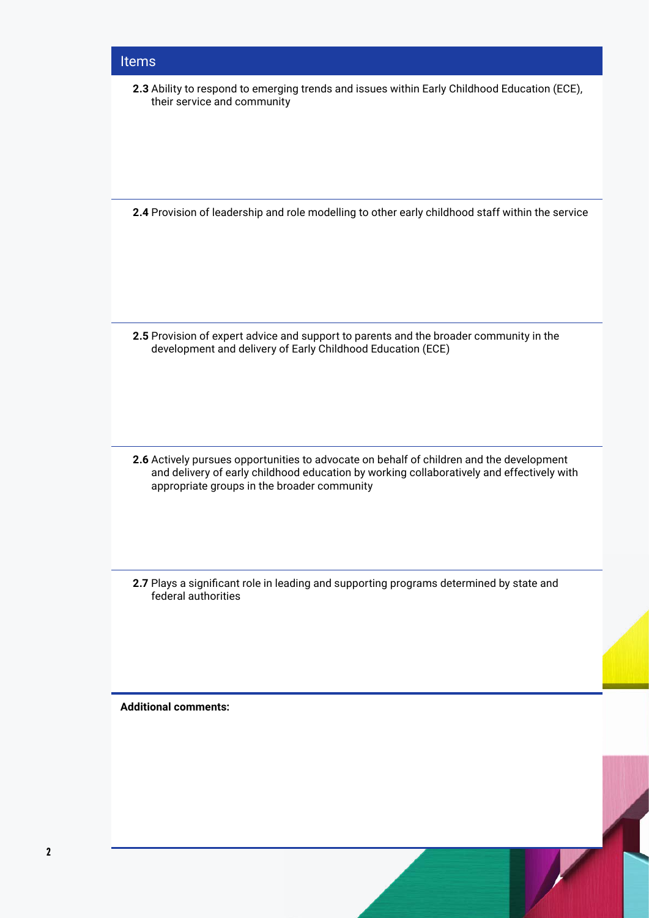## Items

**2.3** Ability to respond to emerging trends and issues within Early Childhood Education (ECE), their service and community

**2.4** Provision of leadership and role modelling to other early childhood staff within the service

**2.5** Provision of expert advice and support to parents and the broader community in the development and delivery of Early Childhood Education (ECE)

**2.6** Actively pursues opportunities to advocate on behalf of children and the development and delivery of early childhood education by working collaboratively and effectively with appropriate groups in the broader community

**2.7** Plays a significant role in leading and supporting programs determined by state and federal authorities

**Additional comments:**